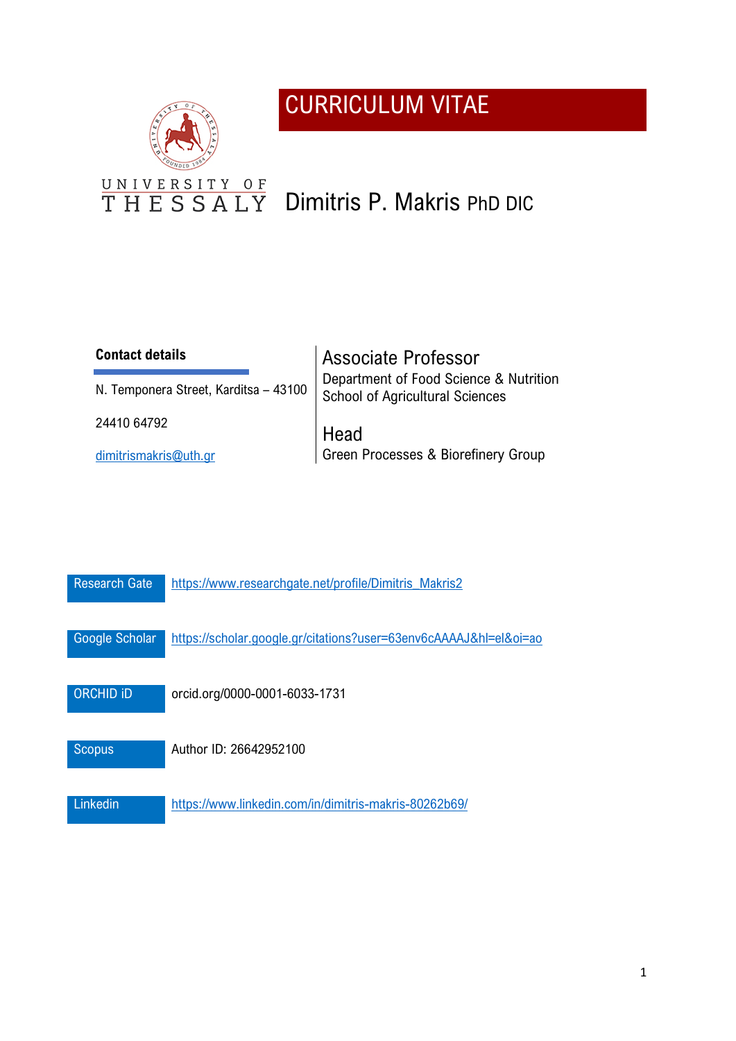UNIVERSITY OF THESSALY

# CURRICULUM VITAE

# Dimitris P. Makris PhD DIC

**Contact details**

N. Temponera Street, Karditsa – 43100

24410 64792

dimitrismakris@uth.gr

## Associate Professor

Department of Food Science & Nutrition
School of Agricultural Sciences

## Head

Green Processes & Biorefinery Group

| | |
|---|---|
| Research Gate | https://www.researchgate.net/profile/Dimitris_Makris2 |
| Google Scholar | https://scholar.google.gr/citations?user=63env6cAAAAJ&hl=el&oi=ao |
| ORCHID iD | orcid.org/0000-0001-6033-1731 |
| Scopus | Author ID: 26642952100 |
| Linkedin | https://www.linkedin.com/in/dimitris-makris-80262b69/ |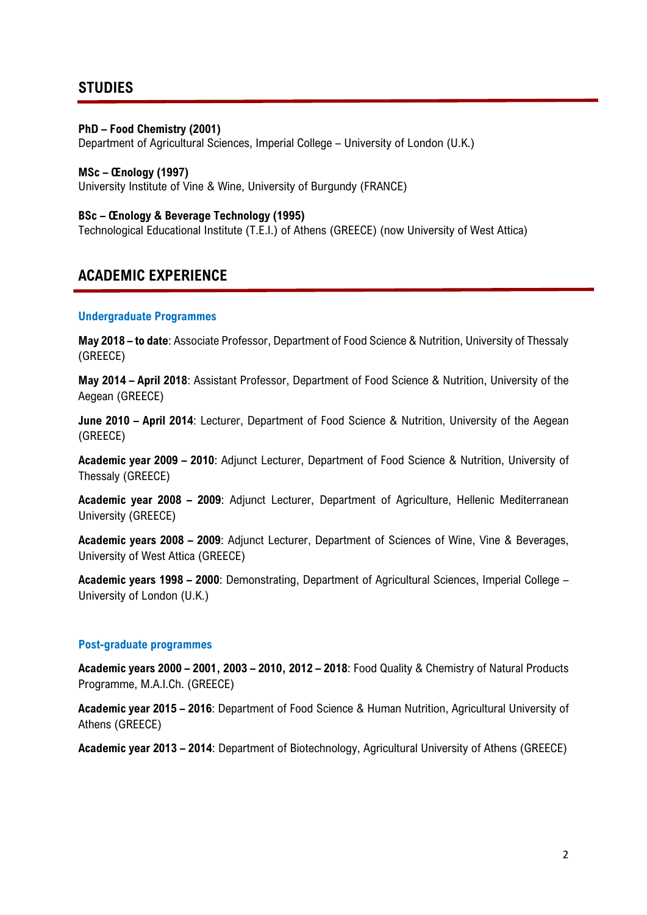## STUDIES

**PhD – Food Chemistry (2001)**
Department of Agricultural Sciences, Imperial College – University of London (U.K.)

**MSc – Œnology (1997)**
University Institute of Vine & Wine, University of Burgundy (FRANCE)

**BSc – Œnology & Beverage Technology (1995)**
Technological Educational Institute (T.E.I.) of Athens (GREECE) (now University of West Attica)

## ACADEMIC EXPERIENCE

### Undergraduate Programmes

**May 2018 – to date**: Associate Professor, Department of Food Science & Nutrition, University of Thessaly (GREECE)

**May 2014 – April 2018**: Assistant Professor, Department of Food Science & Nutrition, University of the Aegean (GREECE)

**June 2010 – April 2014**: Lecturer, Department of Food Science & Nutrition, University of the Aegean (GREECE)

**Academic year 2009 – 2010**: Adjunct Lecturer, Department of Food Science & Nutrition, University of Thessaly (GREECE)

**Academic year 2008 – 2009**: Adjunct Lecturer, Department of Agriculture, Hellenic Mediterranean University (GREECE)

**Academic years 2008 – 2009**: Adjunct Lecturer, Department of Sciences of Wine, Vine & Beverages, University of West Attica (GREECE)

**Academic years 1998 – 2000**: Demonstrating, Department of Agricultural Sciences, Imperial College – University of London (U.K.)

### Post-graduate programmes

**Academic years 2000 – 2001, 2003 – 2010, 2012 – 2018**: Food Quality & Chemistry of Natural Products Programme, M.A.I.Ch. (GREECE)

**Academic year 2015 – 2016**: Department of Food Science & Human Nutrition, Agricultural University of Athens (GREECE)

**Academic year 2013 – 2014**: Department of Biotechnology, Agricultural University of Athens (GREECE)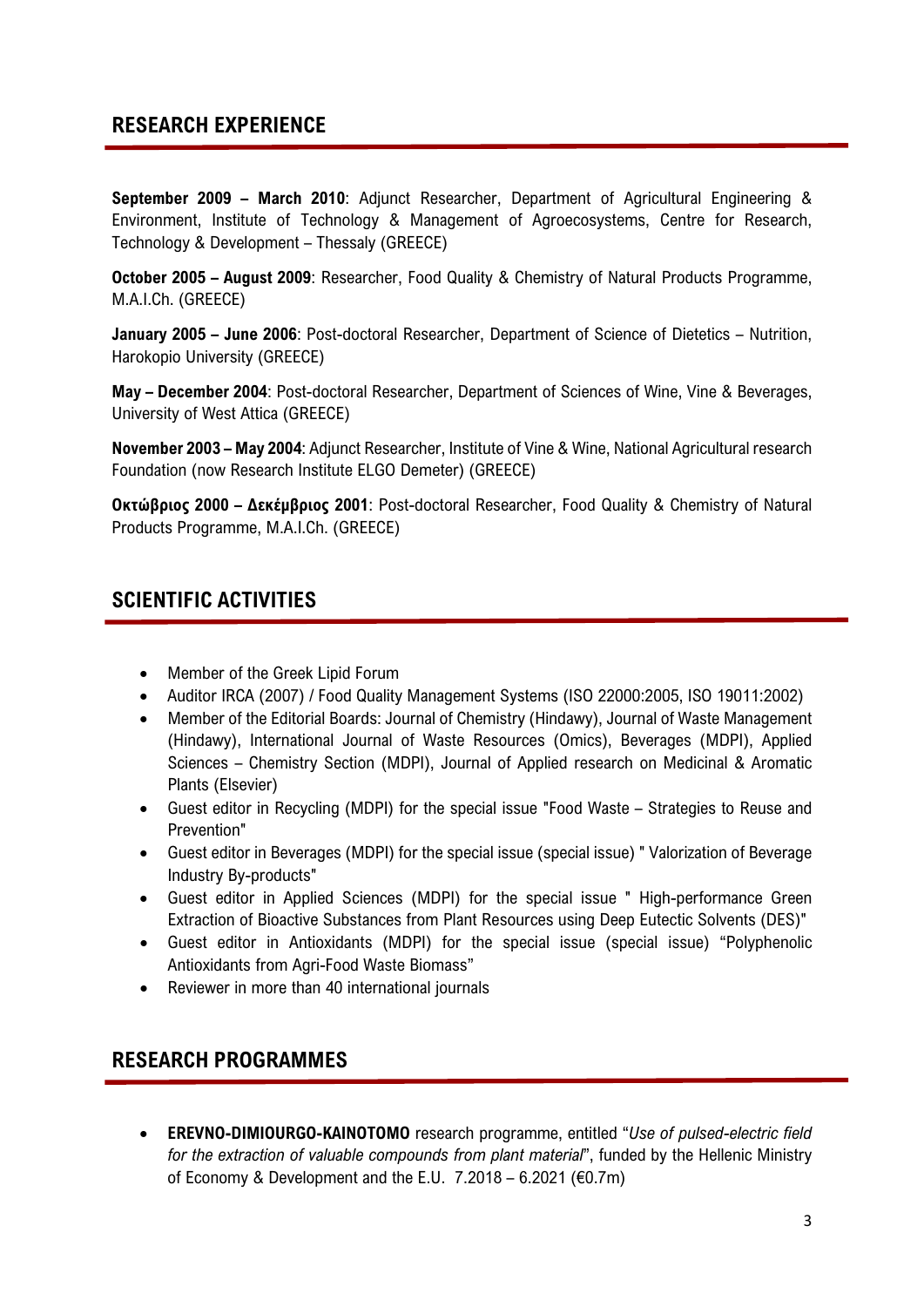## RESEARCH EXPERIENCE

**September 2009 – March 2010**: Adjunct Researcher, Department of Agricultural Engineering & Environment, Institute of Technology & Management of Agroecosystems, Centre for Research, Technology & Development – Thessaly (GREECE)

**October 2005 – August 2009**: Researcher, Food Quality & Chemistry of Natural Products Programme, M.A.I.Ch. (GREECE)

**January 2005 – June 2006**: Post-doctoral Researcher, Department of Science of Dietetics – Nutrition, Harokopio University (GREECE)

**May – December 2004**: Post-doctoral Researcher, Department of Sciences of Wine, Vine & Beverages, University of West Attica (GREECE)

**November 2003 – May 2004**: Adjunct Researcher, Institute of Vine & Wine, National Agricultural research Foundation (now Research Institute ELGO Demeter) (GREECE)

**Οκτώβριος 2000 – Δεκέμβριος 2001**: Post-doctoral Researcher, Food Quality & Chemistry of Natural Products Programme, M.A.I.Ch. (GREECE)

## SCIENTIFIC ACTIVITIES

- Member of the Greek Lipid Forum
- Auditor IRCA (2007) / Food Quality Management Systems (ISO 22000:2005, ISO 19011:2002)
- Member of the Editorial Boards: Journal of Chemistry (Hindawy), Journal of Waste Management (Hindawy), International Journal of Waste Resources (Omics), Beverages (MDPI), Applied Sciences – Chemistry Section (MDPI), Journal of Applied research on Medicinal & Aromatic Plants (Elsevier)
- Guest editor in Recycling (MDPI) for the special issue "Food Waste – Strategies to Reuse and Prevention"
- Guest editor in Beverages (MDPI) for the special issue (special issue) " Valorization of Beverage Industry By-products"
- Guest editor in Applied Sciences (MDPI) for the special issue " High-performance Green Extraction of Bioactive Substances from Plant Resources using Deep Eutectic Solvents (DES)"
- Guest editor in Antioxidants (MDPI) for the special issue (special issue) "Polyphenolic Antioxidants from Agri-Food Waste Biomass"
- Reviewer in more than 40 international journals

## RESEARCH PROGRAMMES

- **EREVNO-DIMIOURGO-KAINOTOMO** research programme, entitled "*Use of pulsed-electric field for the extraction of valuable compounds from plant material*", funded by the Hellenic Ministry of Economy & Development and the E.U. 7.2018 – 6.2021 (€0.7m)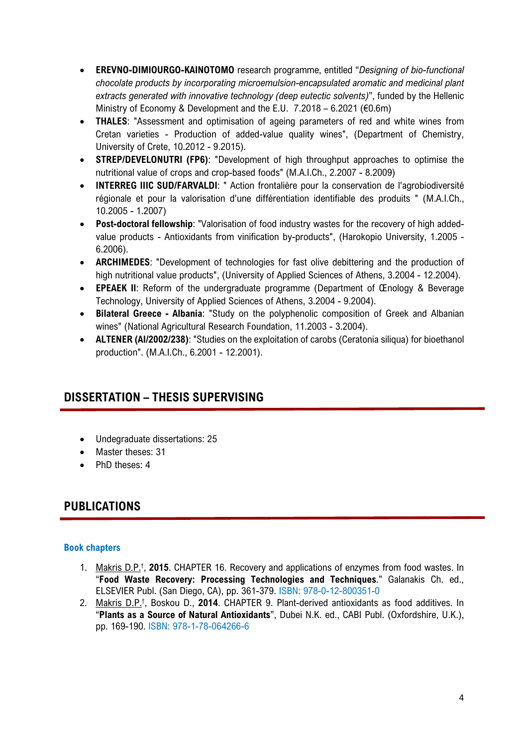- **EREVNO-DIMIOURGO-KAINOTOMO** research programme, entitled "*Designing of bio-functional chocolate products by incorporating microemulsion-encapsulated aromatic and medicinal plant extracts generated with innovative technology (deep eutectic solvents)*", funded by the Hellenic Ministry of Economy & Development and the E.U. 7.2018 – 6.2021 (€0.6m)
- **THALES**: "Assessment and optimisation of ageing parameters of red and white wines from Cretan varieties - Production of added-value quality wines", (Department of Chemistry, University of Crete, 10.2012 - 9.2015).
- **STREP/DEVELONUTRI (FP6)**: "Development of high throughput approaches to optimise the nutritional value of crops and crop-based foods" (M.A.I.Ch., 2.2007 - 8.2009)
- **INTERREG IIIC SUD/FARVALDI**: " Action frontalière pour la conservation de l'agrobiodiversité régionale et pour la valorisation d'une différentiation identifiable des produits " (M.A.I.Ch., 10.2005 - 1.2007)
- **Post-doctoral fellowship**: "Valorisation of food industry wastes for the recovery of high added-value products - Antioxidants from vinification by-products", (Harokopio University, 1.2005 - 6.2006).
- **ARCHIMEDES**: "Development of technologies for fast olive debittering and the production of high nutritional value products", (University of Applied Sciences of Athens, 3.2004 - 12.2004).
- **EPEAEK II**: Reform of the undergraduate programme (Department of Œnology & Beverage Technology, University of Applied Sciences of Athens, 3.2004 - 9.2004).
- **Bilateral Greece - Albania**: "Study on the polyphenolic composition of Greek and Albanian wines" (National Agricultural Research Foundation, 11.2003 - 3.2004).
- **ALTENER (Al/2002/238)**: "Studies on the exploitation of carobs (Ceratonia siliqua) for bioethanol production". (M.A.I.Ch., 6.2001 - 12.2001).

## DISSERTATION – THESIS SUPERVISING

- Undegraduate dissertations: 25
- Master theses: 31
- PhD theses: 4

## PUBLICATIONS

### Book chapters

1. Makris D.P.[†], **2015**. CHAPTER 16. Recovery and applications of enzymes from food wastes. In "**Food Waste Recovery: Processing Technologies and Techniques**." Galanakis Ch. ed., ELSEVIER Publ. (San Diego, CA), pp. 361-379. ISBN: 978-0-12-800351-0
2. Makris D.P.[†], Boskou D., **2014**. CHAPTER 9. Plant-derived antioxidants as food additives. In "**Plants as a Source of Natural Antioxidants**", Dubei N.K. ed., CABI Publ. (Oxfordshire, U.K.), pp. 169-190. ISBN: 978-1-78-064266-6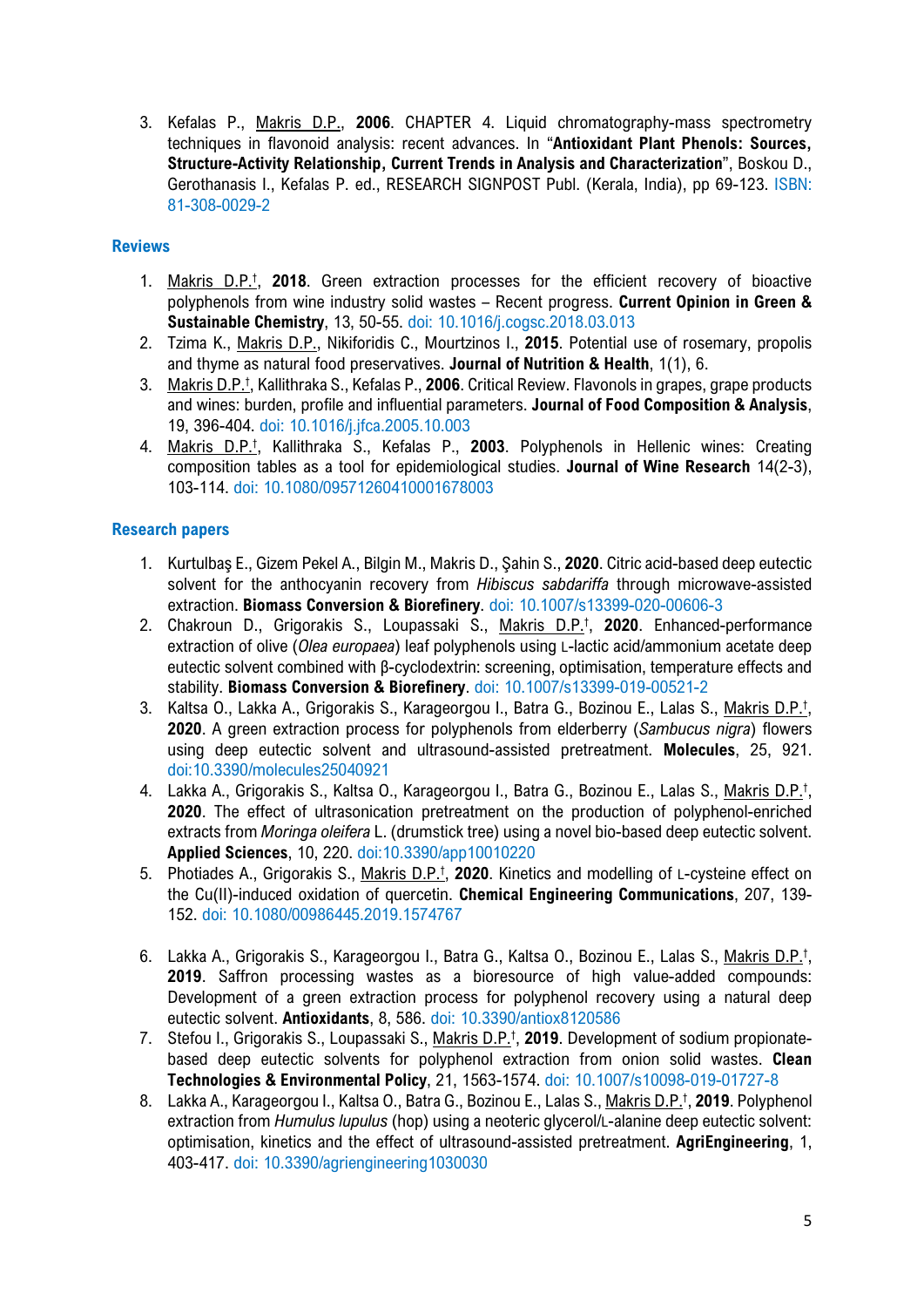3. Kefalas P., Makris D.P., **2006**. CHAPTER 4. Liquid chromatography-mass spectrometry techniques in flavonoid analysis: recent advances. In "**Antioxidant Plant Phenols: Sources, Structure-Activity Relationship, Current Trends in Analysis and Characterization**", Boskou D., Gerothanasis I., Kefalas P. ed., RESEARCH SIGNPOST Publ. (Kerala, India), pp 69-123. ISBN: 81-308-0029-2

## Reviews

1. Makris D.P.[†], **2018**. Green extraction processes for the efficient recovery of bioactive polyphenols from wine industry solid wastes – Recent progress. **Current Opinion in Green & Sustainable Chemistry**, 13, 50-55. doi: 10.1016/j.cogsc.2018.03.013
2. Tzima K., Makris D.P., Nikiforidis C., Mourtzinos I., **2015**. Potential use of rosemary, propolis and thyme as natural food preservatives. **Journal of Nutrition & Health**, 1(1), 6.
3. Makris D.P.[†], Kallithraka S., Kefalas P., **2006**. Critical Review. Flavonols in grapes, grape products and wines: burden, profile and influential parameters. **Journal of Food Composition & Analysis**, 19, 396-404. doi: 10.1016/j.jfca.2005.10.003
4. Makris D.P.[†], Kallithraka S., Kefalas P., **2003**. Polyphenols in Hellenic wines: Creating composition tables as a tool for epidemiological studies. **Journal of Wine Research** 14(2-3), 103-114. doi: 10.1080/09571260410001678003

## Research papers

1. Kurtulbaş E., Gizem Pekel A., Bilgin M., Makris D., Şahin S., **2020**. Citric acid-based deep eutectic solvent for the anthocyanin recovery from *Hibiscus sabdariffa* through microwave-assisted extraction. **Biomass Conversion & Biorefinery**. doi: 10.1007/s13399-020-00606-3
2. Chakroun D., Grigorakis S., Loupassaki S., Makris D.P.[†], **2020**. Enhanced-performance extraction of olive (*Olea europaea*) leaf polyphenols using L-lactic acid/ammonium acetate deep eutectic solvent combined with β-cyclodextrin: screening, optimisation, temperature effects and stability. **Biomass Conversion & Biorefinery**. doi: 10.1007/s13399-019-00521-2
3. Kaltsa O., Lakka A., Grigorakis S., Karageorgou I., Batra G., Bozinou E., Lalas S., Makris D.P.[†], **2020**. A green extraction process for polyphenols from elderberry (*Sambucus nigra*) flowers using deep eutectic solvent and ultrasound-assisted pretreatment. **Molecules**, 25, 921. doi:10.3390/molecules25040921
4. Lakka A., Grigorakis S., Kaltsa O., Karageorgou I., Batra G., Bozinou E., Lalas S., Makris D.P.[†], **2020**. The effect of ultrasonication pretreatment on the production of polyphenol-enriched extracts from *Moringa oleifera* L. (drumstick tree) using a novel bio-based deep eutectic solvent. **Applied Sciences**, 10, 220. doi:10.3390/app10010220
5. Photiades A., Grigorakis S., Makris D.P.[†], **2020**. Kinetics and modelling of L-cysteine effect on the Cu(II)-induced oxidation of quercetin. **Chemical Engineering Communications**, 207, 139-152. doi: 10.1080/00986445.2019.1574767
6. Lakka A., Grigorakis S., Karageorgou I., Batra G., Kaltsa O., Bozinou E., Lalas S., Makris D.P.[†], **2019**. Saffron processing wastes as a bioresource of high value-added compounds: Development of a green extraction process for polyphenol recovery using a natural deep eutectic solvent. **Antioxidants**, 8, 586. doi: 10.3390/antiox8120586
7. Stefou I., Grigorakis S., Loupassaki S., Makris D.P.[†], **2019**. Development of sodium propionate-based deep eutectic solvents for polyphenol extraction from onion solid wastes. **Clean Technologies & Environmental Policy**, 21, 1563-1574. doi: 10.1007/s10098-019-01727-8
8. Lakka A., Karageorgou I., Kaltsa O., Batra G., Bozinou E., Lalas S., Makris D.P.[†], **2019**. Polyphenol extraction from *Humulus lupulus* (hop) using a neoteric glycerol/L-alanine deep eutectic solvent: optimisation, kinetics and the effect of ultrasound-assisted pretreatment. **AgriEngineering**, 1, 403-417. doi: 10.3390/agriengineering1030030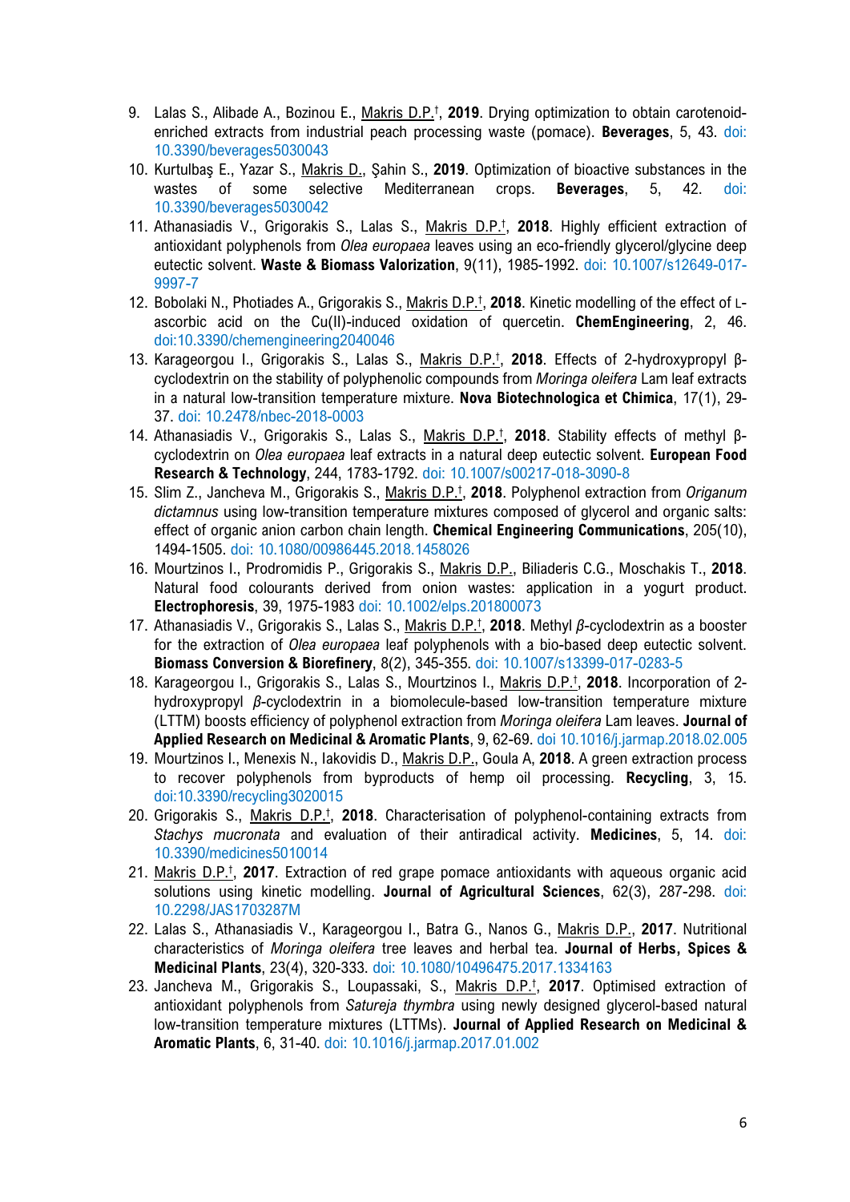9. Lalas S., Alibade A., Bozinou E., Makris D.P.†, **2019**. Drying optimization to obtain carotenoid-enriched extracts from industrial peach processing waste (pomace). **Beverages**, 5, 43. doi: 10.3390/beverages5030043
10. Kurtulbaş E., Yazar S., Makris D., Şahin S., **2019**. Optimization of bioactive substances in the wastes of some selective Mediterranean crops. **Beverages**, 5, 42. doi: 10.3390/beverages5030042
11. Athanasiadis V., Grigorakis S., Lalas S., Makris D.P.†, **2018**. Highly efficient extraction of antioxidant polyphenols from *Olea europaea* leaves using an eco-friendly glycerol/glycine deep eutectic solvent. **Waste & Biomass Valorization**, 9(11), 1985-1992. doi: 10.1007/s12649-017-9997-7
12. Bobolaki N., Photiades A., Grigorakis S., Makris D.P.†, **2018**. Kinetic modelling of the effect of L-ascorbic acid on the Cu(II)-induced oxidation of quercetin. **ChemEngineering**, 2, 46. doi:10.3390/chemengineering2040046
13. Karageorgou I., Grigorakis S., Lalas S., Makris D.P.†, **2018**. Effects of 2-hydroxypropyl β-cyclodextrin on the stability of polyphenolic compounds from *Moringa oleifera* Lam leaf extracts in a natural low-transition temperature mixture. **Nova Biotechnologica et Chimica**, 17(1), 29-37. doi: 10.2478/nbec-2018-0003
14. Athanasiadis V., Grigorakis S., Lalas S., Makris D.P.†, **2018**. Stability effects of methyl β-cyclodextrin on *Olea europaea* leaf extracts in a natural deep eutectic solvent. **European Food Research & Technology**, 244, 1783-1792. doi: 10.1007/s00217-018-3090-8
15. Slim Z., Jancheva M., Grigorakis S., Makris D.P.†, **2018**. Polyphenol extraction from *Origanum dictamnus* using low-transition temperature mixtures composed of glycerol and organic salts: effect of organic anion carbon chain length. **Chemical Engineering Communications**, 205(10), 1494-1505. doi: 10.1080/00986445.2018.1458026
16. Mourtzinos I., Prodromidis P., Grigorakis S., Makris D.P., Biliaderis C.G., Moschakis T., **2018**. Natural food colourants derived from onion wastes: application in a yogurt product. **Electrophoresis**, 39, 1975-1983 doi: 10.1002/elps.201800073
17. Athanasiadis V., Grigorakis S., Lalas S., Makris D.P.†, **2018**. Methyl *β*-cyclodextrin as a booster for the extraction of *Olea europaea* leaf polyphenols with a bio-based deep eutectic solvent. **Biomass Conversion & Biorefinery**, 8(2), 345-355. doi: 10.1007/s13399-017-0283-5
18. Karageorgou I., Grigorakis S., Lalas S., Mourtzinos I., Makris D.P.†, **2018**. Incorporation of 2-hydroxypropyl *β*-cyclodextrin in a biomolecule-based low-transition temperature mixture (LTTM) boosts efficiency of polyphenol extraction from *Moringa oleifera* Lam leaves. **Journal of Applied Research on Medicinal & Aromatic Plants**, 9, 62-69. doi 10.1016/j.jarmap.2018.02.005
19. Mourtzinos I., Menexis N., Iakovidis D., Makris D.P., Goula A, **2018**. A green extraction process to recover polyphenols from byproducts of hemp oil processing. **Recycling**, 3, 15. doi:10.3390/recycling3020015
20. Grigorakis S., Makris D.P.†, **2018**. Characterisation of polyphenol-containing extracts from *Stachys mucronata* and evaluation of their antiradical activity. **Medicines**, 5, 14. doi: 10.3390/medicines5010014
21. Makris D.P.†, **2017**. Extraction of red grape pomace antioxidants with aqueous organic acid solutions using kinetic modelling. **Journal of Agricultural Sciences**, 62(3), 287-298. doi: 10.2298/JAS1703287M
22. Lalas S., Athanasiadis V., Karageorgou I., Batra G., Nanos G., Makris D.P., **2017**. Nutritional characteristics of *Moringa oleifera* tree leaves and herbal tea. **Journal of Herbs, Spices & Medicinal Plants**, 23(4), 320-333. doi: 10.1080/10496475.2017.1334163
23. Jancheva M., Grigorakis S., Loupassaki, S., Makris D.P.†, **2017**. Optimised extraction of antioxidant polyphenols from *Satureja thymbra* using newly designed glycerol-based natural low-transition temperature mixtures (LTTMs). **Journal of Applied Research on Medicinal & Aromatic Plants**, 6, 31-40. doi: 10.1016/j.jarmap.2017.01.002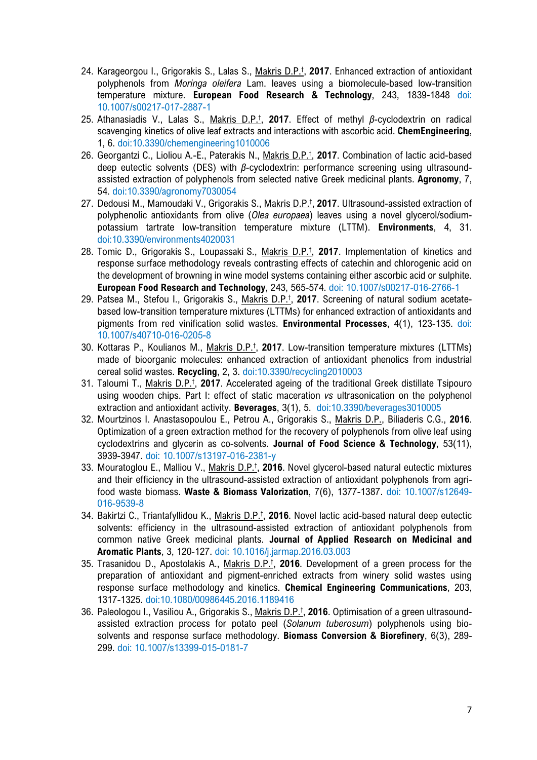24. Karageorgou I., Grigorakis S., Lalas S., <u>Makris D.P.</u>[†], **2017**. Enhanced extraction of antioxidant polyphenols from *Moringa oleifera* Lam. leaves using a biomolecule-based low-transition temperature mixture. **European Food Research & Technology**, 243, 1839-1848 doi: 10.1007/s00217-017-2887-1
25. Athanasiadis V., Lalas S., <u>Makris D.P.</u>[†], **2017**. Effect of methyl *β*-cyclodextrin on radical scavenging kinetics of olive leaf extracts and interactions with ascorbic acid. **ChemEngineering**, 1, 6. doi:10.3390/chemengineering1010006
26. Georgantzi C., Lioliou A.-E., Paterakis N., <u>Makris D.P.</u>[†], **2017**. Combination of lactic acid-based deep eutectic solvents (DES) with *β*-cyclodextrin: performance screening using ultrasound-assisted extraction of polyphenols from selected native Greek medicinal plants. **Agronomy**, 7, 54. doi:10.3390/agronomy7030054
27. Dedousi M., Mamoudaki V., Grigorakis S., <u>Makris D.P.</u>[†], **2017**. Ultrasound-assisted extraction of polyphenolic antioxidants from olive (*Olea europaea*) leaves using a novel glycerol/sodium-potassium tartrate low-transition temperature mixture (LTTM). **Environments**, 4, 31. doi:10.3390/environments4020031
28. Tomic D., Grigorakis S., Loupassaki S., <u>Makris D.P.</u>[†], **2017**. Implementation of kinetics and response surface methodology reveals contrasting effects of catechin and chlorogenic acid on the development of browning in wine model systems containing either ascorbic acid or sulphite. **European Food Research and Technology**, 243, 565-574. doi: 10.1007/s00217-016-2766-1
29. Patsea M., Stefou I., Grigorakis S., <u>Makris D.P.</u>[†], **2017**. Screening of natural sodium acetate-based low-transition temperature mixtures (LTTMs) for enhanced extraction of antioxidants and pigments from red vinification solid wastes. **Environmental Processes**, 4(1), 123-135. doi: 10.1007/s40710-016-0205-8
30. Kottaras P., Koulianos M., <u>Makris D.P.</u>[†], **2017**. Low-transition temperature mixtures (LTTMs) made of bioorganic molecules: enhanced extraction of antioxidant phenolics from industrial cereal solid wastes. **Recycling**, 2, 3. doi:10.3390/recycling2010003
31. Taloumi T., <u>Makris D.P.</u>[†], **2017**. Accelerated ageing of the traditional Greek distillate Tsipouro using wooden chips. Part I: effect of static maceration *vs* ultrasonication on the polyphenol extraction and antioxidant activity. **Beverages**, 3(1), 5. doi:10.3390/beverages3010005
32. Mourtzinos I. Anastasopoulou E., Petrou A., Grigorakis S., <u>Makris D.P.</u>, Biliaderis C.G., **2016**. Optimization of a green extraction method for the recovery of polyphenols from olive leaf using cyclodextrins and glycerin as co-solvents. **Journal of Food Science & Technology**, 53(11), 3939-3947. doi: 10.1007/s13197-016-2381-y
33. Mouratoglou E., Malliou V., <u>Makris D.P.</u>[†], **2016**. Novel glycerol-based natural eutectic mixtures and their efficiency in the ultrasound-assisted extraction of antioxidant polyphenols from agri-food waste biomass. **Waste & Biomass Valorization**, 7(6), 1377-1387. doi: 10.1007/s12649-016-9539-8
34. Bakirtzi C., Triantafyllidou K., <u>Makris D.P.</u>[†], **2016**. Novel lactic acid-based natural deep eutectic solvents: efficiency in the ultrasound-assisted extraction of antioxidant polyphenols from common native Greek medicinal plants. **Journal of Applied Research on Medicinal and Aromatic Plants**, 3, 120-127. doi: 10.1016/j.jarmap.2016.03.003
35. Trasanidou D., Apostolakis A., <u>Makris D.P.</u>[†], **2016**. Development of a green process for the preparation of antioxidant and pigment-enriched extracts from winery solid wastes using response surface methodology and kinetics. **Chemical Engineering Communications**, 203, 1317-1325. doi:10.1080/00986445.2016.1189416
36. Paleologou I., Vasiliou A., Grigorakis S., <u>Makris D.P.</u>[†], **2016**. Optimisation of a green ultrasound-assisted extraction process for potato peel (*Solanum tuberosum*) polyphenols using bio-solvents and response surface methodology. **Biomass Conversion & Biorefinery**, 6(3), 289-299. doi: 10.1007/s13399-015-0181-7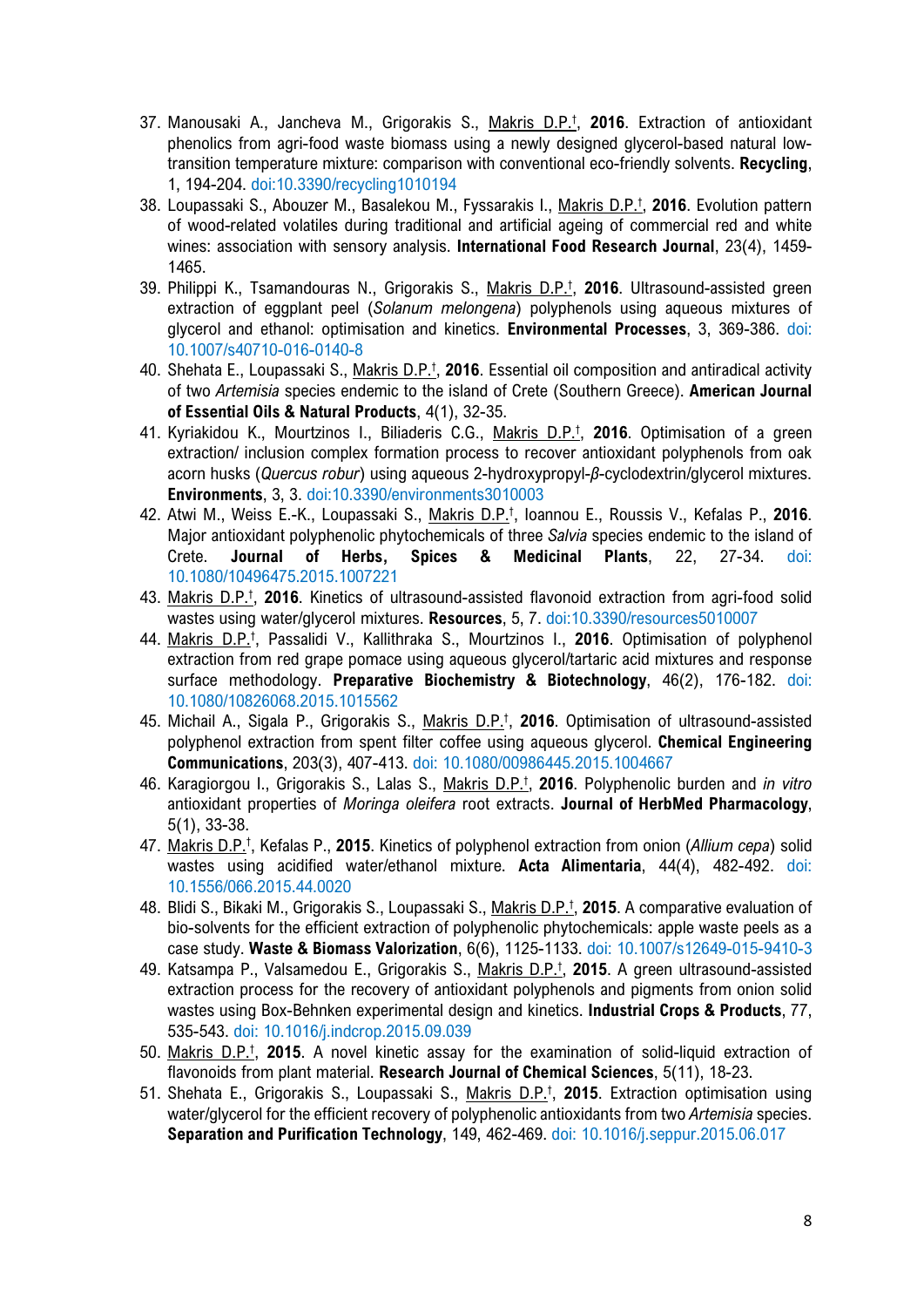37. Manousaki A., Jancheva M., Grigorakis S., Makris D.P.†, **2016**. Extraction of antioxidant phenolics from agri-food waste biomass using a newly designed glycerol-based natural low-transition temperature mixture: comparison with conventional eco-friendly solvents. **Recycling**, 1, 194-204. doi:10.3390/recycling1010194
38. Loupassaki S., Abouzer M., Basalekou M., Fyssarakis I., Makris D.P.†, **2016**. Evolution pattern of wood-related volatiles during traditional and artificial ageing of commercial red and white wines: association with sensory analysis. **International Food Research Journal**, 23(4), 1459-1465.
39. Philippi K., Tsamandouras N., Grigorakis S., Makris D.P.†, **2016**. Ultrasound-assisted green extraction of eggplant peel (*Solanum melongena*) polyphenols using aqueous mixtures of glycerol and ethanol: optimisation and kinetics. **Environmental Processes**, 3, 369-386. doi: 10.1007/s40710-016-0140-8
40. Shehata E., Loupassaki S., Makris D.P.†, **2016**. Essential oil composition and antiradical activity of two *Artemisia* species endemic to the island of Crete (Southern Greece). **American Journal of Essential Oils & Natural Products**, 4(1), 32-35.
41. Kyriakidou K., Mourtzinos I., Biliaderis C.G., Makris D.P.†, **2016**. Optimisation of a green extraction/ inclusion complex formation process to recover antioxidant polyphenols from oak acorn husks (*Quercus robur*) using aqueous 2-hydroxypropyl-*β*-cyclodextrin/glycerol mixtures. **Environments**, 3, 3. doi:10.3390/environments3010003
42. Atwi M., Weiss E.-K., Loupassaki S., Makris D.P.†, Ioannou E., Roussis V., Kefalas P., **2016**. Major antioxidant polyphenolic phytochemicals of three *Salvia* species endemic to the island of Crete. **Journal of Herbs, Spices & Medicinal Plants**, 22, 27-34. doi: 10.1080/10496475.2015.1007221
43. Makris D.P.†, **2016**. Kinetics of ultrasound-assisted flavonoid extraction from agri-food solid wastes using water/glycerol mixtures. **Resources**, 5, 7. doi:10.3390/resources5010007
44. Makris D.P.†, Passalidi V., Kallithraka S., Mourtzinos I., **2016**. Optimisation of polyphenol extraction from red grape pomace using aqueous glycerol/tartaric acid mixtures and response surface methodology. **Preparative Biochemistry & Biotechnology**, 46(2), 176-182. doi: 10.1080/10826068.2015.1015562
45. Michail A., Sigala P., Grigorakis S., Makris D.P.†, **2016**. Optimisation of ultrasound-assisted polyphenol extraction from spent filter coffee using aqueous glycerol. **Chemical Engineering Communications**, 203(3), 407-413. doi: 10.1080/00986445.2015.1004667
46. Karagiorgou I., Grigorakis S., Lalas S., Makris D.P.†, **2016**. Polyphenolic burden and *in vitro* antioxidant properties of *Moringa oleifera* root extracts. **Journal of HerbMed Pharmacology**, 5(1), 33-38.
47. Makris D.P.†, Kefalas P., **2015**. Kinetics of polyphenol extraction from onion (*Allium cepa*) solid wastes using acidified water/ethanol mixture. **Acta Alimentaria**, 44(4), 482-492. doi: 10.1556/066.2015.44.0020
48. Blidi S., Bikaki M., Grigorakis S., Loupassaki S., Makris D.P.†, **2015**. A comparative evaluation of bio-solvents for the efficient extraction of polyphenolic phytochemicals: apple waste peels as a case study. **Waste & Biomass Valorization**, 6(6), 1125-1133. doi: 10.1007/s12649-015-9410-3
49. Katsampa P., Valsamedou E., Grigorakis S., Makris D.P.†, **2015**. A green ultrasound-assisted extraction process for the recovery of antioxidant polyphenols and pigments from onion solid wastes using Box-Behnken experimental design and kinetics. **Industrial Crops & Products**, 77, 535-543. doi: 10.1016/j.indcrop.2015.09.039
50. Makris D.P.†, **2015**. A novel kinetic assay for the examination of solid-liquid extraction of flavonoids from plant material. **Research Journal of Chemical Sciences**, 5(11), 18-23.
51. Shehata E., Grigorakis S., Loupassaki S., Makris D.P.†, **2015**. Extraction optimisation using water/glycerol for the efficient recovery of polyphenolic antioxidants from two *Artemisia* species. **Separation and Purification Technology**, 149, 462-469. doi: 10.1016/j.seppur.2015.06.017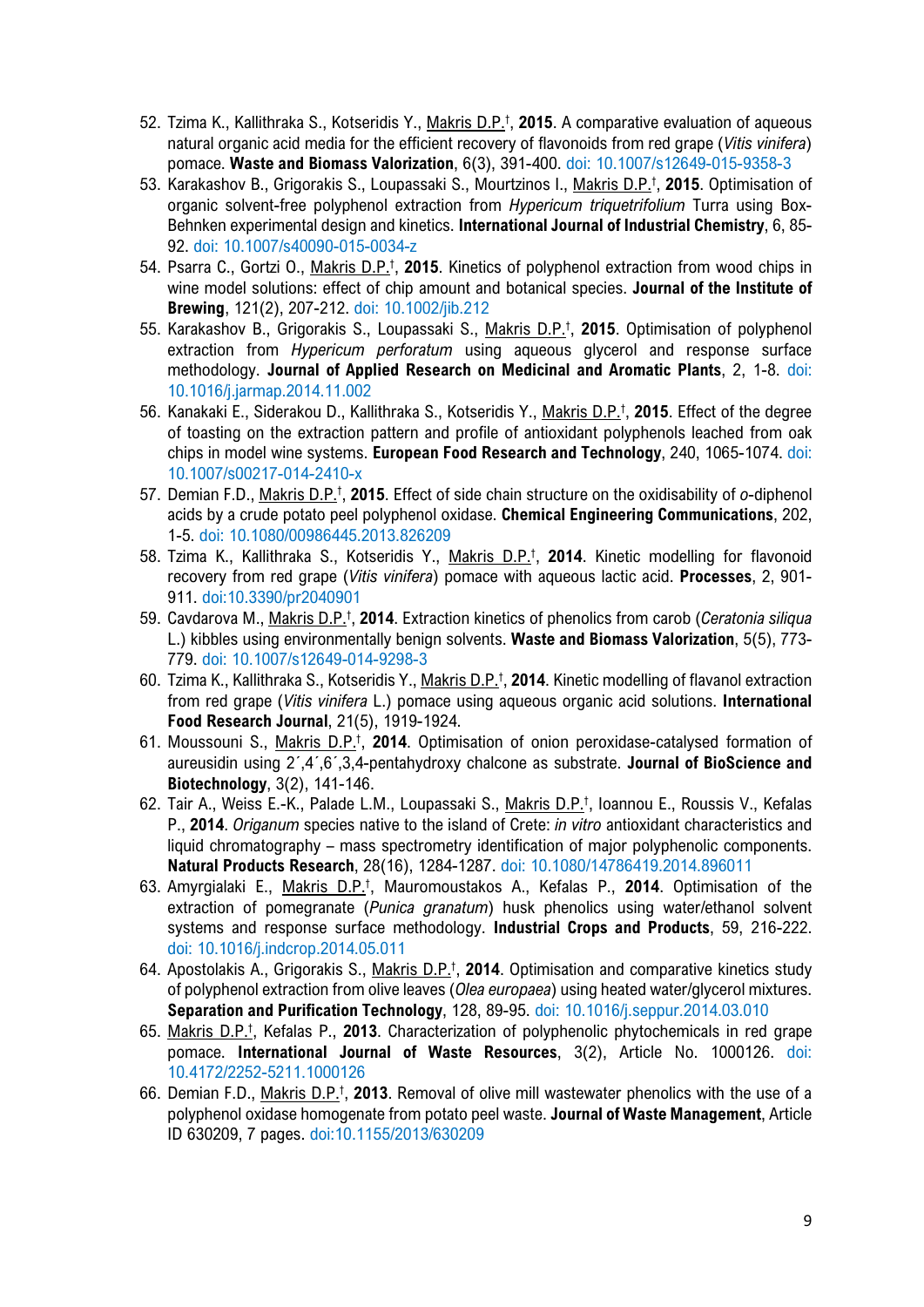52. Tzima K., Kallithraka S., Kotseridis Y., <u>Makris D.P.</u>†, **2015**. A comparative evaluation of aqueous natural organic acid media for the efficient recovery of flavonoids from red grape (*Vitis vinifera*) pomace. **Waste and Biomass Valorization**, 6(3), 391-400. doi: 10.1007/s12649-015-9358-3
53. Karakashov B., Grigorakis S., Loupassaki S., Mourtzinos I., <u>Makris D.P.</u>†, **2015**. Optimisation of organic solvent-free polyphenol extraction from *Hypericum triquetrifolium* Turra using Box-Behnken experimental design and kinetics. **International Journal of Industrial Chemistry**, 6, 85-92. doi: 10.1007/s40090-015-0034-z
54. Psarra C., Gortzi O., <u>Makris D.P.</u>†, **2015**. Kinetics of polyphenol extraction from wood chips in wine model solutions: effect of chip amount and botanical species. **Journal of the Institute of Brewing**, 121(2), 207-212. doi: 10.1002/jib.212
55. Karakashov B., Grigorakis S., Loupassaki S., <u>Makris D.P.</u>†, **2015**. Optimisation of polyphenol extraction from *Hypericum perforatum* using aqueous glycerol and response surface methodology. **Journal of Applied Research on Medicinal and Aromatic Plants**, 2, 1-8. doi: 10.1016/j.jarmap.2014.11.002
56. Kanakaki E., Siderakou D., Kallithraka S., Kotseridis Y., <u>Makris D.P.</u>†, **2015**. Effect of the degree of toasting on the extraction pattern and profile of antioxidant polyphenols leached from oak chips in model wine systems. **European Food Research and Technology**, 240, 1065-1074. doi: 10.1007/s00217-014-2410-x
57. Demian F.D., <u>Makris D.P.</u>†, **2015**. Effect of side chain structure on the oxidisability of *o*-diphenol acids by a crude potato peel polyphenol oxidase. **Chemical Engineering Communications**, 202, 1-5. doi: 10.1080/00986445.2013.826209
58. Tzima K., Kallithraka S., Kotseridis Y., <u>Makris D.P.</u>†, **2014**. Kinetic modelling for flavonoid recovery from red grape (*Vitis vinifera*) pomace with aqueous lactic acid. **Processes**, 2, 901-911. doi:10.3390/pr2040901
59. Cavdarova M., <u>Makris D.P.</u>†, **2014**. Extraction kinetics of phenolics from carob (*Ceratonia siliqua* L.) kibbles using environmentally benign solvents. **Waste and Biomass Valorization**, 5(5), 773-779. doi: 10.1007/s12649-014-9298-3
60. Tzima K., Kallithraka S., Kotseridis Y., <u>Makris D.P.</u>†, **2014**. Kinetic modelling of flavanol extraction from red grape (*Vitis vinifera* L.) pomace using aqueous organic acid solutions. **International Food Research Journal**, 21(5), 1919-1924.
61. Moussouni S., <u>Makris D.P.</u>†, **2014**. Optimisation of onion peroxidase-catalysed formation of aureusidin using 2´,4´,6´,3,4-pentahydroxy chalcone as substrate. **Journal of BioScience and Biotechnology**, 3(2), 141-146.
62. Tair A., Weiss E.-K., Palade L.M., Loupassaki S., <u>Makris D.P.</u>†, Ioannou E., Roussis V., Kefalas P., **2014**. *Origanum* species native to the island of Crete: *in vitro* antioxidant characteristics and liquid chromatography – mass spectrometry identification of major polyphenolic components. **Natural Products Research**, 28(16), 1284-1287. doi: 10.1080/14786419.2014.896011
63. Amyrgialaki E., <u>Makris D.P.</u>†, Mauromoustakos A., Kefalas P., **2014**. Optimisation of the extraction of pomegranate (*Punica granatum*) husk phenolics using water/ethanol solvent systems and response surface methodology. **Industrial Crops and Products**, 59, 216-222. doi: 10.1016/j.indcrop.2014.05.011
64. Apostolakis A., Grigorakis S., <u>Makris D.P.</u>†, **2014**. Optimisation and comparative kinetics study of polyphenol extraction from olive leaves (*Olea europaea*) using heated water/glycerol mixtures. **Separation and Purification Technology**, 128, 89-95. doi: 10.1016/j.seppur.2014.03.010
65. <u>Makris D.P.</u>†, Kefalas P., **2013**. Characterization of polyphenolic phytochemicals in red grape pomace. **International Journal of Waste Resources**, 3(2), Article No. 1000126. doi: 10.4172/2252-5211.1000126
66. Demian F.D., <u>Makris D.P.</u>†, **2013**. Removal of olive mill wastewater phenolics with the use of a polyphenol oxidase homogenate from potato peel waste. **Journal of Waste Management**, Article ID 630209, 7 pages. doi:10.1155/2013/630209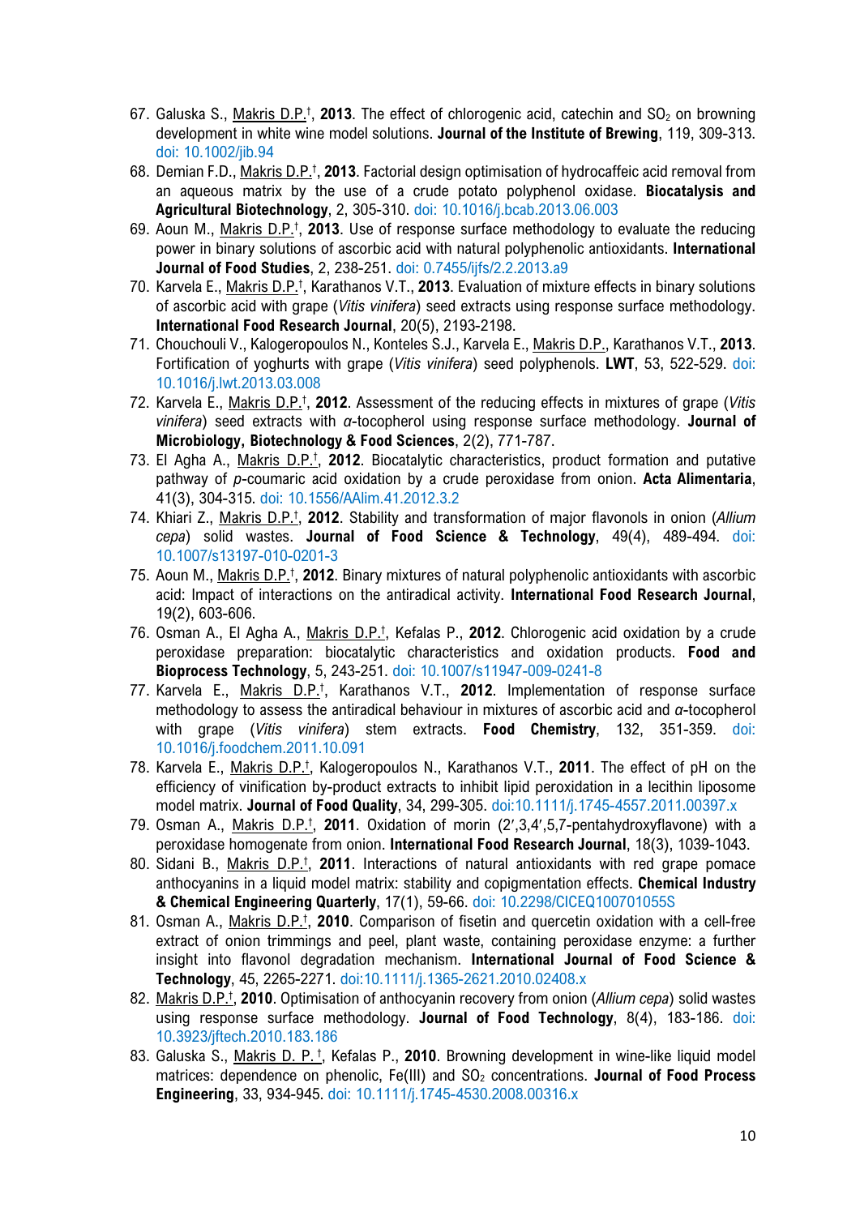67. Galuska S., Makris D.P.†, **2013**. The effect of chlorogenic acid, catechin and $SO_2$ on browning development in white wine model solutions. **Journal of the Institute of Brewing**, 119, 309-313. doi: 10.1002/jib.94
68. Demian F.D., Makris D.P.†, **2013**. Factorial design optimisation of hydrocaffeic acid removal from an aqueous matrix by the use of a crude potato polyphenol oxidase. **Biocatalysis and Agricultural Biotechnology**, 2, 305-310. doi: 10.1016/j.bcab.2013.06.003
69. Aoun M., Makris D.P.†, **2013**. Use of response surface methodology to evaluate the reducing power in binary solutions of ascorbic acid with natural polyphenolic antioxidants. **International Journal of Food Studies**, 2, 238-251. doi: 0.7455/ijfs/2.2.2013.a9
70. Karvela E., Makris D.P.†, Karathanos V.T., **2013**. Evaluation of mixture effects in binary solutions of ascorbic acid with grape (*Vitis vinifera*) seed extracts using response surface methodology. **International Food Research Journal**, 20(5), 2193-2198.
71. Chouchouli V., Kalogeropoulos N., Konteles S.J., Karvela E., Makris D.P., Karathanos V.T., **2013**. Fortification of yoghurts with grape (*Vitis vinifera*) seed polyphenols. **LWT**, 53, 522-529. doi: 10.1016/j.lwt.2013.03.008
72. Karvela E., Makris D.P.†, **2012**. Assessment of the reducing effects in mixtures of grape (*Vitis vinifera*) seed extracts with *α*-tocopherol using response surface methodology. **Journal of Microbiology, Biotechnology & Food Sciences**, 2(2), 771-787.
73. El Agha A., Makris D.P.†, **2012**. Biocatalytic characteristics, product formation and putative pathway of *p*-coumaric acid oxidation by a crude peroxidase from onion. **Acta Alimentaria**, 41(3), 304-315. doi: 10.1556/AAlim.41.2012.3.2
74. Khiari Z., Makris D.P.†, **2012**. Stability and transformation of major flavonols in onion (*Allium cepa*) solid wastes. **Journal of Food Science & Technology**, 49(4), 489-494. doi: 10.1007/s13197-010-0201-3
75. Aoun M., Makris D.P.†, **2012**. Binary mixtures of natural polyphenolic antioxidants with ascorbic acid: Impact of interactions on the antiradical activity. **International Food Research Journal**, 19(2), 603-606.
76. Osman A., El Agha A., Makris D.P.†, Kefalas P., **2012**. Chlorogenic acid oxidation by a crude peroxidase preparation: biocatalytic characteristics and oxidation products. **Food and Bioprocess Technology**, 5, 243-251. doi: 10.1007/s11947-009-0241-8
77. Karvela E., Makris D.P.†, Karathanos V.T., **2012**. Implementation of response surface methodology to assess the antiradical behaviour in mixtures of ascorbic acid and *α*-tocopherol with grape (*Vitis vinifera*) stem extracts. **Food Chemistry**, 132, 351-359. doi: 10.1016/j.foodchem.2011.10.091
78. Karvela E., Makris D.P.†, Kalogeropoulos N., Karathanos V.T., **2011**. The effect of pH on the efficiency of vinification by-product extracts to inhibit lipid peroxidation in a lecithin liposome model matrix. **Journal of Food Quality**, 34, 299-305. doi:10.1111/j.1745-4557.2011.00397.x
79. Osman A., Makris D.P.†, **2011**. Oxidation of morin (2′,3,4′,5,7-pentahydroxyflavone) with a peroxidase homogenate from onion. **International Food Research Journal**, 18(3), 1039-1043.
80. Sidani B., Makris D.P.†, **2011**. Interactions of natural antioxidants with red grape pomace anthocyanins in a liquid model matrix: stability and copigmentation effects. **Chemical Industry & Chemical Engineering Quarterly**, 17(1), 59-66. doi: 10.2298/CICEQ100701055S
81. Osman A., Makris D.P.†, **2010**. Comparison of fisetin and quercetin oxidation with a cell-free extract of onion trimmings and peel, plant waste, containing peroxidase enzyme: a further insight into flavonol degradation mechanism. **International Journal of Food Science & Technology**, 45, 2265-2271. doi:10.1111/j.1365-2621.2010.02408.x
82. Makris D.P.†, **2010**. Optimisation of anthocyanin recovery from onion (*Allium cepa*) solid wastes using response surface methodology. **Journal of Food Technology**, 8(4), 183-186. doi: 10.3923/jftech.2010.183.186
83. Galuska S., Makris D. P.†, Kefalas P., **2010**. Browning development in wine-like liquid model matrices: dependence on phenolic, Fe(III) and $SO_2$ concentrations. **Journal of Food Process Engineering**, 33, 934-945. doi: 10.1111/j.1745-4530.2008.00316.x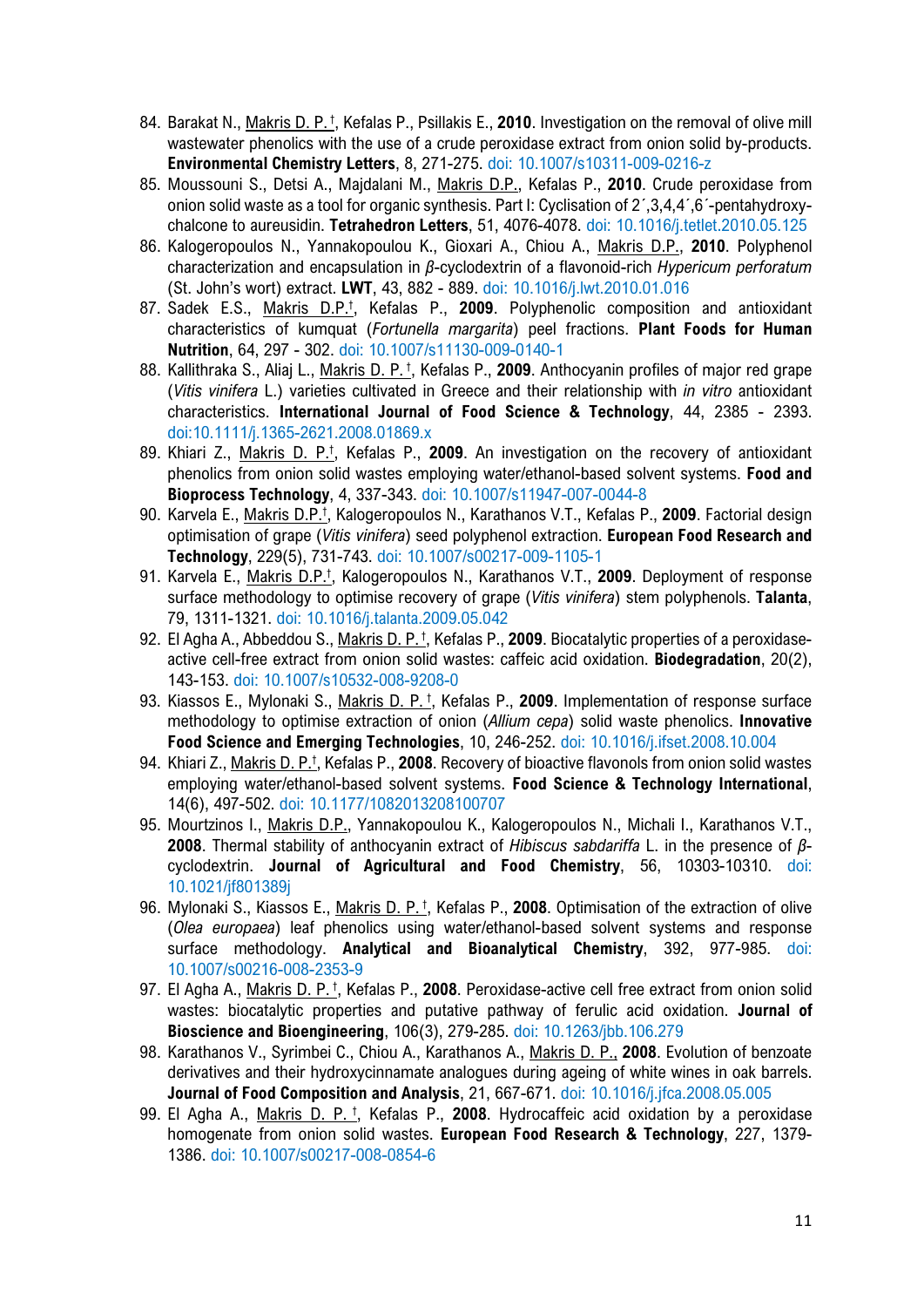84. Barakat N., Makris D. P.[†], Kefalas P., Psillakis E., **2010**. Investigation on the removal of olive mill wastewater phenolics with the use of a crude peroxidase extract from onion solid by-products. **Environmental Chemistry Letters**, 8, 271-275. doi: 10.1007/s10311-009-0216-z
85. Moussouni S., Detsi A., Majdalani M., Makris D.P., Kefalas P., **2010**. Crude peroxidase from onion solid waste as a tool for organic synthesis. Part I: Cyclisation of 2´,3,4,4´,6´-pentahydroxy-chalcone to aureusidin. **Tetrahedron Letters**, 51, 4076-4078. doi: 10.1016/j.tetlet.2010.05.125
86. Kalogeropoulos N., Yannakopoulou K., Gioxari A., Chiou A., Makris D.P., **2010**. Polyphenol characterization and encapsulation in β-cyclodextrin of a flavonoid-rich *Hypericum perforatum* (St. John's wort) extract. **LWT**, 43, 882 - 889. doi: 10.1016/j.lwt.2010.01.016
87. Sadek E.S., Makris D.P.[†], Kefalas P., **2009**. Polyphenolic composition and antioxidant characteristics of kumquat (*Fortunella margarita*) peel fractions. **Plant Foods for Human Nutrition**, 64, 297 - 302. doi: 10.1007/s11130-009-0140-1
88. Kallithraka S., Aliaj L., Makris D. P.[†], Kefalas P., **2009**. Anthocyanin profiles of major red grape (*Vitis vinifera* L.) varieties cultivated in Greece and their relationship with *in vitro* antioxidant characteristics. **International Journal of Food Science & Technology**, 44, 2385 - 2393. doi:10.1111/j.1365-2621.2008.01869.x
89. Khiari Z., Makris D. P.[†], Kefalas P., **2009**. An investigation on the recovery of antioxidant phenolics from onion solid wastes employing water/ethanol-based solvent systems. **Food and Bioprocess Technology**, 4, 337-343. doi: 10.1007/s11947-007-0044-8
90. Karvela E., Makris D.P.[†], Kalogeropoulos N., Karathanos V.T., Kefalas P., **2009**. Factorial design optimisation of grape (*Vitis vinifera*) seed polyphenol extraction. **European Food Research and Technology**, 229(5), 731-743. doi: 10.1007/s00217-009-1105-1
91. Karvela E., Makris D.P.[†], Kalogeropoulos N., Karathanos V.T., **2009**. Deployment of response surface methodology to optimise recovery of grape (*Vitis vinifera*) stem polyphenols. **Talanta**, 79, 1311-1321. doi: 10.1016/j.talanta.2009.05.042
92. El Agha A., Abbeddou S., Makris D. P.[†], Kefalas P., **2009**. Biocatalytic properties of a peroxidase-active cell-free extract from onion solid wastes: caffeic acid oxidation. **Biodegradation**, 20(2), 143-153. doi: 10.1007/s10532-008-9208-0
93. Kiassos E., Mylonaki S., Makris D. P.[†], Kefalas P., **2009**. Implementation of response surface methodology to optimise extraction of onion (*Allium cepa*) solid waste phenolics. **Innovative Food Science and Emerging Technologies**, 10, 246-252. doi: 10.1016/j.ifset.2008.10.004
94. Khiari Z., Makris D. P.[†], Kefalas P., **2008**. Recovery of bioactive flavonols from onion solid wastes employing water/ethanol-based solvent systems. **Food Science & Technology International**, 14(6), 497-502. doi: 10.1177/1082013208100707
95. Mourtzinos I., Makris D.P., Yannakopoulou K., Kalogeropoulos N., Michali I., Karathanos V.T., **2008**. Thermal stability of anthocyanin extract of *Hibiscus sabdariffa* L. in the presence of β-cyclodextrin. **Journal of Agricultural and Food Chemistry**, 56, 10303-10310. doi: 10.1021/jf801389j
96. Mylonaki S., Kiassos E., Makris D. P.[†], Kefalas P., **2008**. Optimisation of the extraction of olive (*Olea europaea*) leaf phenolics using water/ethanol-based solvent systems and response surface methodology. **Analytical and Bioanalytical Chemistry**, 392, 977-985. doi: 10.1007/s00216-008-2353-9
97. El Agha A., Makris D. P.[†], Kefalas P., **2008**. Peroxidase-active cell free extract from onion solid wastes: biocatalytic properties and putative pathway of ferulic acid oxidation. **Journal of Bioscience and Bioengineering**, 106(3), 279-285. doi: 10.1263/jbb.106.279
98. Karathanos V., Syrimbei C., Chiou A., Karathanos A., Makris D. P., **2008**. Evolution of benzoate derivatives and their hydroxycinnamate analogues during ageing of white wines in oak barrels. **Journal of Food Composition and Analysis**, 21, 667-671. doi: 10.1016/j.jfca.2008.05.005
99. El Agha A., Makris D. P.[†], Kefalas P., **2008**. Hydrocaffeic acid oxidation by a peroxidase homogenate from onion solid wastes. **European Food Research & Technology**, 227, 1379-1386. doi: 10.1007/s00217-008-0854-6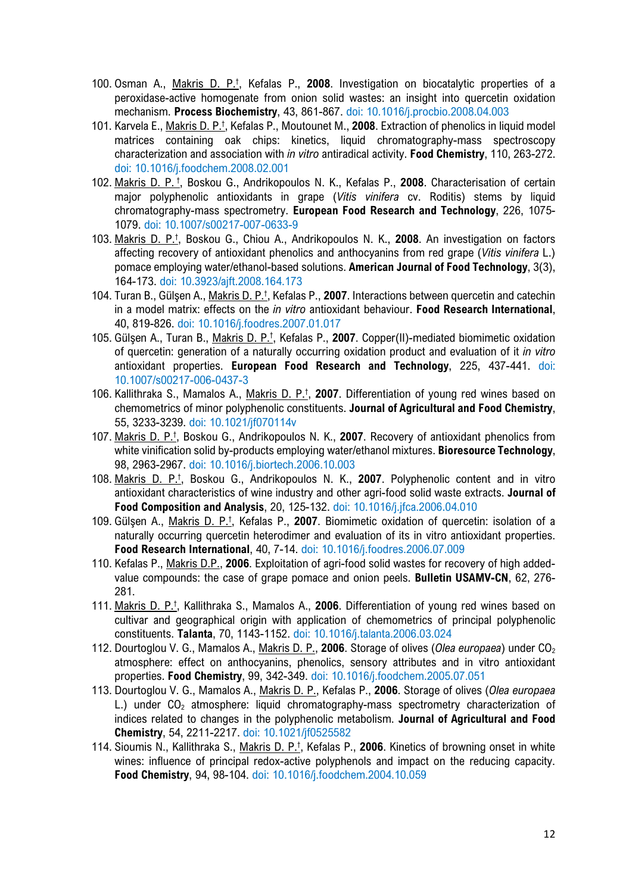100. Osman A., Makris D. P.[†], Kefalas P., **2008**. Investigation on biocatalytic properties of a peroxidase-active homogenate from onion solid wastes: an insight into quercetin oxidation mechanism. **Process Biochemistry**, 43, 861-867. doi: 10.1016/j.procbio.2008.04.003
101. Karvela E., Makris D. P.[†], Kefalas P., Moutounet M., **2008**. Extraction of phenolics in liquid model matrices containing oak chips: kinetics, liquid chromatography-mass spectroscopy characterization and association with *in vitro* antiradical activity. **Food Chemistry**, 110, 263-272. doi: 10.1016/j.foodchem.2008.02.001
102. Makris D. P.[†], Boskou G., Andrikopoulos N. K., Kefalas P., **2008**. Characterisation of certain major polyphenolic antioxidants in grape (*Vitis vinifera* cv. Roditis) stems by liquid chromatography-mass spectrometry. **European Food Research and Technology**, 226, 1075-1079. doi: 10.1007/s00217-007-0633-9
103. Makris D. P.[†], Boskou G., Chiou A., Andrikopoulos N. K., **2008**. An investigation on factors affecting recovery of antioxidant phenolics and anthocyanins from red grape (*Vitis vinifera* L.) pomace employing water/ethanol-based solutions. **American Journal of Food Technology**, 3(3), 164-173. doi: 10.3923/ajft.2008.164.173
104. Turan B., Gülşen A., Makris D. P.[†], Kefalas P., **2007**. Interactions between quercetin and catechin in a model matrix: effects on the *in vitro* antioxidant behaviour. **Food Research International**, 40, 819-826. doi: 10.1016/j.foodres.2007.01.017
105. Gülşen A., Turan B., Makris D. P.[†], Kefalas P., **2007**. Copper(II)-mediated biomimetic oxidation of quercetin: generation of a naturally occurring oxidation product and evaluation of it *in vitro* antioxidant properties. **European Food Research and Technology**, 225, 437-441. doi: 10.1007/s00217-006-0437-3
106. Kallithraka S., Mamalos A., Makris D. P.[†], **2007**. Differentiation of young red wines based on chemometrics of minor polyphenolic constituents. **Journal of Agricultural and Food Chemistry**, 55, 3233-3239. doi: 10.1021/jf070114v
107. Makris D. P.[†], Boskou G., Andrikopoulos N. K., **2007**. Recovery of antioxidant phenolics from white vinification solid by-products employing water/ethanol mixtures. **Bioresource Technology**, 98, 2963-2967. doi: 10.1016/j.biortech.2006.10.003
108. Makris D. P.[†], Boskou G., Andrikopoulos N. K., **2007**. Polyphenolic content and in vitro antioxidant characteristics of wine industry and other agri-food solid waste extracts. **Journal of Food Composition and Analysis**, 20, 125-132. doi: 10.1016/j.jfca.2006.04.010
109. Gülşen A., Makris D. P.[†], Kefalas P., **2007**. Biomimetic oxidation of quercetin: isolation of a naturally occurring quercetin heterodimer and evaluation of its in vitro antioxidant properties. **Food Research International**, 40, 7-14. doi: 10.1016/j.foodres.2006.07.009
110. Kefalas P., Makris D.P., **2006**. Exploitation of agri-food solid wastes for recovery of high added-value compounds: the case of grape pomace and onion peels. **Bulletin USAMV-CN**, 62, 276-281.
111. Makris D. P.[†], Kallithraka S., Mamalos A., **2006**. Differentiation of young red wines based on cultivar and geographical origin with application of chemometrics of principal polyphenolic constituents. **Talanta**, 70, 1143-1152. doi: 10.1016/j.talanta.2006.03.024
112. Dourtoglou V. G., Mamalos A., Makris D. P., **2006**. Storage of olives (*Olea europaea*) under $CO_2$ atmosphere: effect on anthocyanins, phenolics, sensory attributes and in vitro antioxidant properties. **Food Chemistry**, 99, 342-349. doi: 10.1016/j.foodchem.2005.07.051
113. Dourtoglou V. G., Mamalos A., Makris D. P., Kefalas P., **2006**. Storage of olives (*Olea europaea* L.) under $CO_2$ atmosphere: liquid chromatography-mass spectrometry characterization of indices related to changes in the polyphenolic metabolism. **Journal of Agricultural and Food Chemistry**, 54, 2211-2217. doi: 10.1021/jf0525582
114. Sioumis N., Kallithraka S., Makris D. P.[†], Kefalas P., **2006**. Kinetics of browning onset in white wines: influence of principal redox-active polyphenols and impact on the reducing capacity. **Food Chemistry**, 94, 98-104. doi: 10.1016/j.foodchem.2004.10.059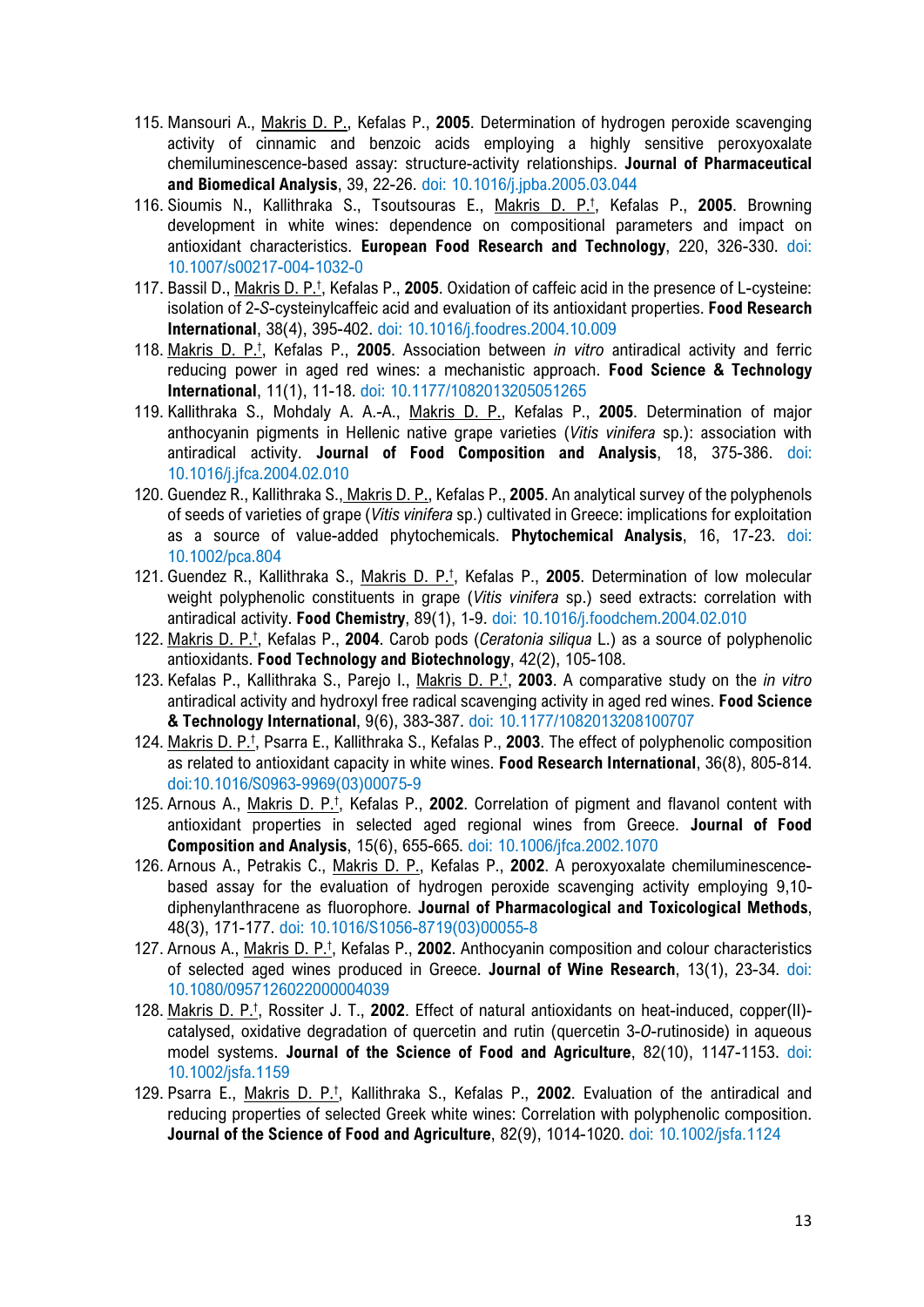115. Mansouri A., Makris D. P., Kefalas P., **2005**. Determination of hydrogen peroxide scavenging activity of cinnamic and benzoic acids employing a highly sensitive peroxyoxalate chemiluminescence-based assay: structure-activity relationships. **Journal of Pharmaceutical and Biomedical Analysis**, 39, 22-26. doi: 10.1016/j.jpba.2005.03.044
116. Sioumis N., Kallithraka S., Tsoutsouras E., Makris D. P.†, Kefalas P., **2005**. Browning development in white wines: dependence on compositional parameters and impact on antioxidant characteristics. **European Food Research and Technology**, 220, 326-330. doi: 10.1007/s00217-004-1032-0
117. Bassil D., Makris D. P.†, Kefalas P., **2005**. Oxidation of caffeic acid in the presence of L-cysteine: isolation of 2-*S*-cysteinylcaffeic acid and evaluation of its antioxidant properties. **Food Research International**, 38(4), 395-402. doi: 10.1016/j.foodres.2004.10.009
118. Makris D. P.†, Kefalas P., **2005**. Association between *in vitro* antiradical activity and ferric reducing power in aged red wines: a mechanistic approach. **Food Science & Technology International**, 11(1), 11-18. doi: 10.1177/1082013205051265
119. Kallithraka S., Mohdaly A. A.-A., Makris D. P., Kefalas P., **2005**. Determination of major anthocyanin pigments in Hellenic native grape varieties (*Vitis vinifera* sp.): association with antiradical activity. **Journal of Food Composition and Analysis**, 18, 375-386. doi: 10.1016/j.jfca.2004.02.010
120. Guendez R., Kallithraka S., Makris D. P., Kefalas P., **2005**. An analytical survey of the polyphenols of seeds of varieties of grape (*Vitis vinifera* sp.) cultivated in Greece: implications for exploitation as a source of value-added phytochemicals. **Phytochemical Analysis**, 16, 17-23. doi: 10.1002/pca.804
121. Guendez R., Kallithraka S., Makris D. P.†, Kefalas P., **2005**. Determination of low molecular weight polyphenolic constituents in grape (*Vitis vinifera* sp.) seed extracts: correlation with antiradical activity. **Food Chemistry**, 89(1), 1-9. doi: 10.1016/j.foodchem.2004.02.010
122. Makris D. P.†, Kefalas P., **2004**. Carob pods (*Ceratonia siliqua* L.) as a source of polyphenolic antioxidants. **Food Technology and Biotechnology**, 42(2), 105-108.
123. Kefalas P., Kallithraka S., Parejo I., Makris D. P.†, **2003**. A comparative study on the *in vitro* antiradical activity and hydroxyl free radical scavenging activity in aged red wines. **Food Science & Technology International**, 9(6), 383-387. doi: 10.1177/1082013208100707
124. Makris D. P.†, Psarra E., Kallithraka S., Kefalas P., **2003**. The effect of polyphenolic composition as related to antioxidant capacity in white wines. **Food Research International**, 36(8), 805-814. doi:10.1016/S0963-9969(03)00075-9
125. Arnous A., Makris D. P.†, Kefalas P., **2002**. Correlation of pigment and flavanol content with antioxidant properties in selected aged regional wines from Greece. **Journal of Food Composition and Analysis**, 15(6), 655-665. doi: 10.1006/jfca.2002.1070
126. Arnous A., Petrakis C., Makris D. P., Kefalas P., **2002**. A peroxyoxalate chemiluminescence-based assay for the evaluation of hydrogen peroxide scavenging activity employing 9,10-diphenylanthracene as fluorophore. **Journal of Pharmacological and Toxicological Methods**, 48(3), 171-177. doi: 10.1016/S1056-8719(03)00055-8
127. Arnous A., Makris D. P.†, Kefalas P., **2002**. Anthocyanin composition and colour characteristics of selected aged wines produced in Greece. **Journal of Wine Research**, 13(1), 23-34. doi: 10.1080/0957126022000004039
128. Makris D. P.†, Rossiter J. T., **2002**. Effect of natural antioxidants on heat-induced, copper(II)-catalysed, oxidative degradation of quercetin and rutin (quercetin 3-*O*-rutinoside) in aqueous model systems. **Journal of the Science of Food and Agriculture**, 82(10), 1147-1153. doi: 10.1002/jsfa.1159
129. Psarra E., Makris D. P.†, Kallithraka S., Kefalas P., **2002**. Evaluation of the antiradical and reducing properties of selected Greek white wines: Correlation with polyphenolic composition. **Journal of the Science of Food and Agriculture**, 82(9), 1014-1020. doi: 10.1002/jsfa.1124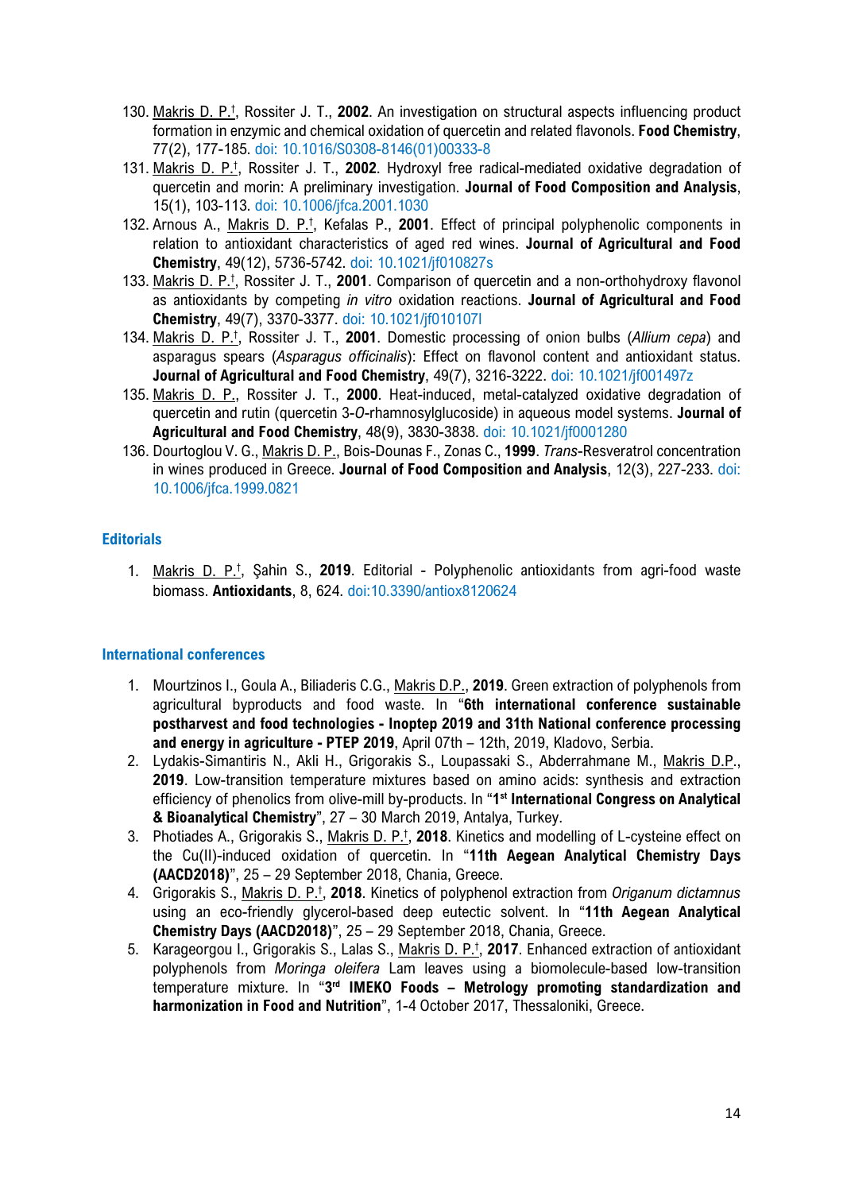130. Makris D. P.[†], Rossiter J. T., **2002**. An investigation on structural aspects influencing product formation in enzymic and chemical oxidation of quercetin and related flavonols. **Food Chemistry**, 77(2), 177-185. doi: 10.1016/S0308-8146(01)00333-8
131. Makris D. P.[†], Rossiter J. T., **2002**. Hydroxyl free radical-mediated oxidative degradation of quercetin and morin: A preliminary investigation. **Journal of Food Composition and Analysis**, 15(1), 103-113. doi: 10.1006/jfca.2001.1030
132. Arnous A., Makris D. P.[†], Kefalas P., **2001**. Effect of principal polyphenolic components in relation to antioxidant characteristics of aged red wines. **Journal of Agricultural and Food Chemistry**, 49(12), 5736-5742. doi: 10.1021/jf010827s
133. Makris D. P.[†], Rossiter J. T., **2001**. Comparison of quercetin and a non-orthohydroxy flavonol as antioxidants by competing *in vitro* oxidation reactions. **Journal of Agricultural and Food Chemistry**, 49(7), 3370-3377. doi: 10.1021/jf010107l
134. Makris D. P.[†], Rossiter J. T., **2001**. Domestic processing of onion bulbs (*Allium cepa*) and asparagus spears (*Asparagus officinalis*): Effect on flavonol content and antioxidant status. **Journal of Agricultural and Food Chemistry**, 49(7), 3216-3222. doi: 10.1021/jf001497z
135. Makris D. P., Rossiter J. T., **2000**. Heat-induced, metal-catalyzed oxidative degradation of quercetin and rutin (quercetin 3-*O*-rhamnosylglucoside) in aqueous model systems. **Journal of Agricultural and Food Chemistry**, 48(9), 3830-3838. doi: 10.1021/jf0001280
136. Dourtoglou V. G., Makris D. P., Bois-Dounas F., Zonas C., **1999**. *Trans*-Resveratrol concentration in wines produced in Greece. **Journal of Food Composition and Analysis**, 12(3), 227-233. doi: 10.1006/jfca.1999.0821

## Editorials

1. Makris D. P.[†], Şahin S., **2019**. Editorial - Polyphenolic antioxidants from agri-food waste biomass. **Antioxidants**, 8, 624. doi:10.3390/antiox8120624

## International conferences

1. Mourtzinos I., Goula A., Biliaderis C.G., Makris D.P., **2019**. Green extraction of polyphenols from agricultural byproducts and food waste. In "**6th international conference sustainable postharvest and food technologies - Inoptep 2019 and 31th National conference processing and energy in agriculture - PTEP 2019**, April 07th – 12th, 2019, Kladovo, Serbia.
2. Lydakis-Simantiris N., Akli H., Grigorakis S., Loupassaki S., Abderrahmane M., Makris D.P., **2019**. Low-transition temperature mixtures based on amino acids: synthesis and extraction efficiency of phenolics from olive-mill by-products. In "**1st International Congress on Analytical & Bioanalytical Chemistry**", 27 – 30 March 2019, Antalya, Turkey.
3. Photiades A., Grigorakis S., Makris D. P.[†], **2018**. Kinetics and modelling of L-cysteine effect on the Cu(II)-induced oxidation of quercetin. In "**11th Aegean Analytical Chemistry Days (AACD2018)**", 25 – 29 September 2018, Chania, Greece.
4. Grigorakis S., Makris D. P.[†], **2018**. Kinetics of polyphenol extraction from *Origanum dictamnus* using an eco-friendly glycerol-based deep eutectic solvent. In "**11th Aegean Analytical Chemistry Days (AACD2018)**", 25 – 29 September 2018, Chania, Greece.
5. Karageorgou I., Grigorakis S., Lalas S., Makris D. P.[†], **2017**. Enhanced extraction of antioxidant polyphenols from *Moringa oleifera* Lam leaves using a biomolecule-based low-transition temperature mixture. In "**3rd IMEKO Foods – Metrology promoting standardization and harmonization in Food and Nutrition**", 1-4 October 2017, Thessaloniki, Greece.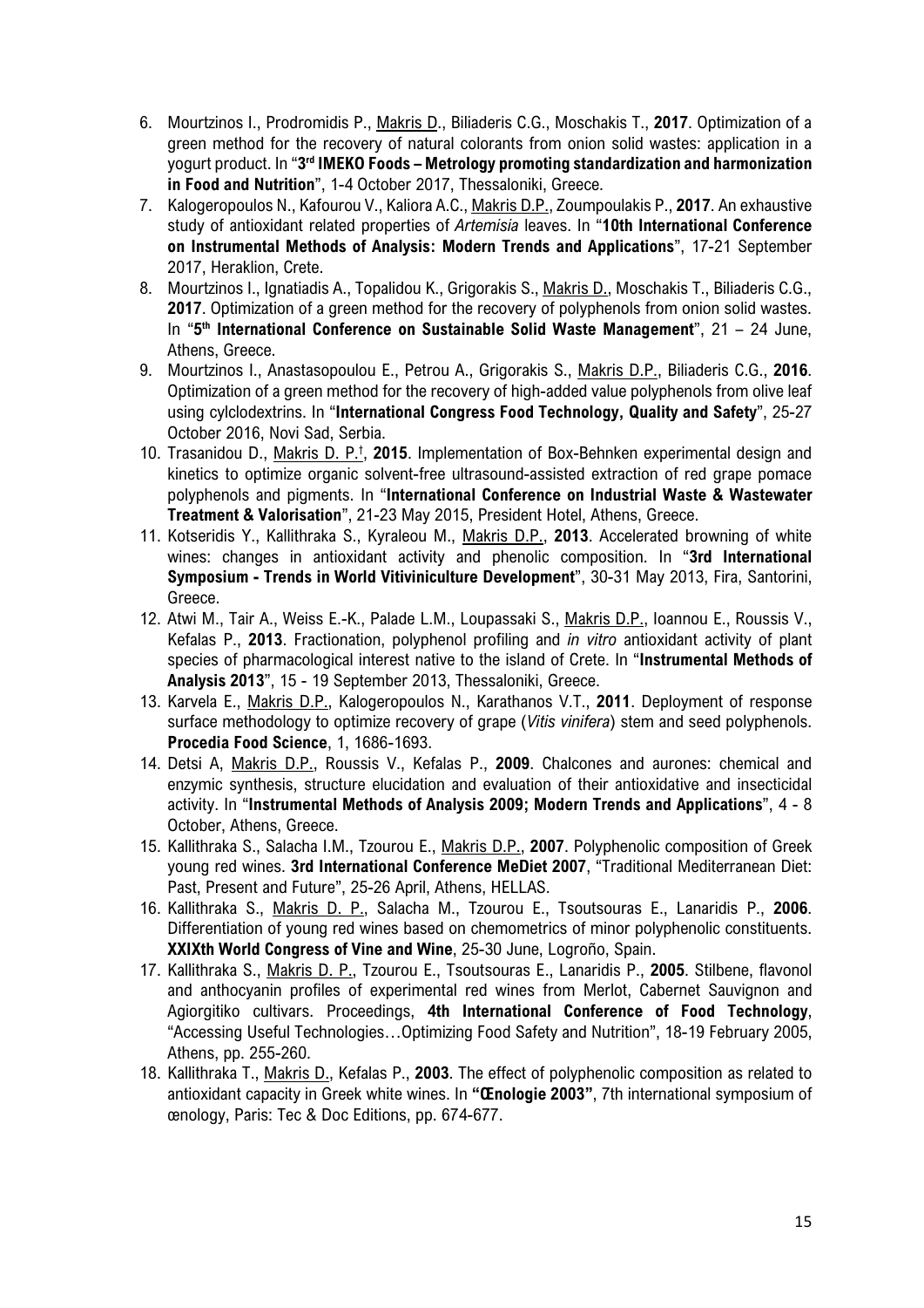6. Mourtzinos I., Prodromidis P., Makris D., Biliaderis C.G., Moschakis T., **2017**. Optimization of a green method for the recovery of natural colorants from onion solid wastes: application in a yogurt product. In "**3rd IMEKO Foods – Metrology promoting standardization and harmonization in Food and Nutrition**", 1-4 October 2017, Thessaloniki, Greece.
7. Kalogeropoulos N., Kafourou V., Kaliora A.C., Makris D.P., Zoumpoulakis P., **2017**. An exhaustive study of antioxidant related properties of *Artemisia* leaves. In "**10th International Conference on Instrumental Methods of Analysis: Modern Trends and Applications**", 17-21 September 2017, Heraklion, Crete.
8. Mourtzinos I., Ignatiadis A., Topalidou K., Grigorakis S., Makris D., Moschakis T., Biliaderis C.G., **2017**. Optimization of a green method for the recovery of polyphenols from onion solid wastes. In "**5th International Conference on Sustainable Solid Waste Management**", 21 – 24 June, Athens, Greece.
9. Mourtzinos I., Anastasopoulou E., Petrou A., Grigorakis S., Makris D.P., Biliaderis C.G., **2016**. Optimization of a green method for the recovery of high-added value polyphenols from olive leaf using cylclodextrins. In "**International Congress Food Technology, Quality and Safety**", 25-27 October 2016, Novi Sad, Serbia.
10. Trasanidou D., Makris D. P.†, **2015**. Implementation of Box-Behnken experimental design and kinetics to optimize organic solvent-free ultrasound-assisted extraction of red grape pomace polyphenols and pigments. In "**International Conference on Industrial Waste & Wastewater Treatment & Valorisation**", 21-23 May 2015, President Hotel, Athens, Greece.
11. Kotseridis Y., Kallithraka S., Kyraleou M., Makris D.P., **2013**. Accelerated browning of white wines: changes in antioxidant activity and phenolic composition. In "**3rd International Symposium - Trends in World Vitiviniculture Development**", 30-31 May 2013, Fira, Santorini, Greece.
12. Atwi M., Tair A., Weiss E.-K., Palade L.M., Loupassaki S., Makris D.P., Ioannou E., Roussis V., Kefalas P., **2013**. Fractionation, polyphenol profiling and *in vitro* antioxidant activity of plant species of pharmacological interest native to the island of Crete. In "**Instrumental Methods of Analysis 2013**", 15 - 19 September 2013, Thessaloniki, Greece.
13. Karvela E., Makris D.P., Kalogeropoulos N., Karathanos V.T., **2011**. Deployment of response surface methodology to optimize recovery of grape (*Vitis vinifera*) stem and seed polyphenols. **Procedia Food Science**, 1, 1686-1693.
14. Detsi A, Makris D.P., Roussis V., Kefalas P., **2009**. Chalcones and aurones: chemical and enzymic synthesis, structure elucidation and evaluation of their antioxidative and insecticidal activity. In "**Instrumental Methods of Analysis 2009; Modern Trends and Applications**", 4 - 8 October, Athens, Greece.
15. Kallithraka S., Salacha I.M., Tzourou E., Makris D.P., **2007**. Polyphenolic composition of Greek young red wines. **3rd International Conference MeDiet 2007**, "Traditional Mediterranean Diet: Past, Present and Future", 25-26 April, Athens, HELLAS.
16. Kallithraka S., Makris D. P., Salacha M., Tzourou E., Tsoutsouras E., Lanaridis P., **2006**. Differentiation of young red wines based on chemometrics of minor polyphenolic constituents. **XXIXth World Congress of Vine and Wine**, 25-30 June, Logroño, Spain.
17. Kallithraka S., Makris D. P., Tzourou E., Tsoutsouras E., Lanaridis P., **2005**. Stilbene, flavonol and anthocyanin profiles of experimental red wines from Merlot, Cabernet Sauvignon and Agiorgitiko cultivars. Proceedings, **4th International Conference of Food Technology**, "Accessing Useful Technologies…Optimizing Food Safety and Nutrition", 18-19 February 2005, Athens, pp. 255-260.
18. Kallithraka T., Makris D., Kefalas P., **2003**. The effect of polyphenolic composition as related to antioxidant capacity in Greek white wines. In **"Œnologie 2003"**, 7th international symposium of œnology, Paris: Tec & Doc Editions, pp. 674-677.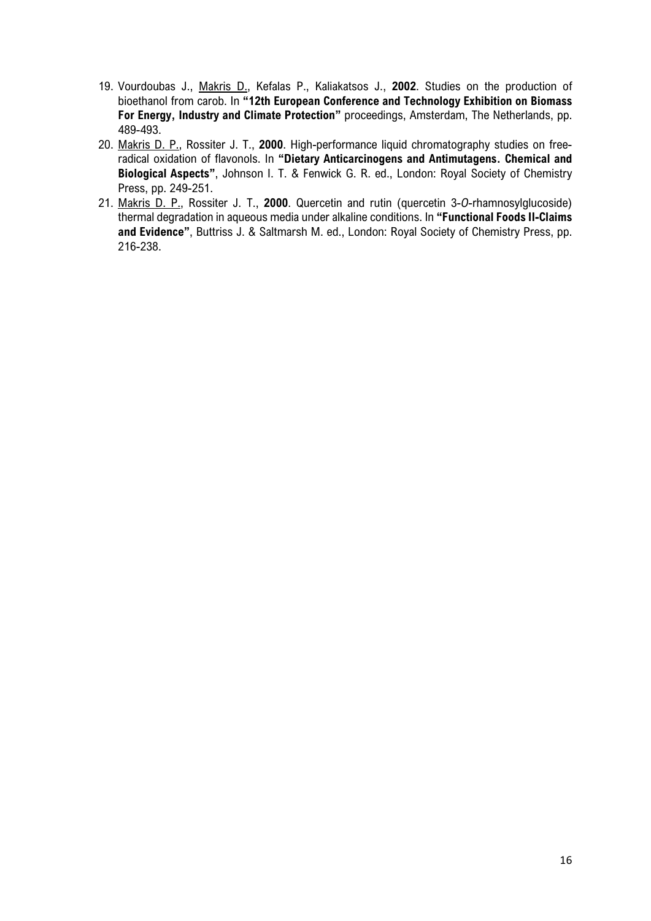19. Vourdoubas J., <u>Makris D.</u>, Kefalas P., Kaliakatsos J., **2002**. Studies on the production of bioethanol from carob. In **"12th European Conference and Technology Exhibition on Biomass For Energy, Industry and Climate Protection"** proceedings, Amsterdam, The Netherlands, pp. 489-493.
20. <u>Makris D. P.</u>, Rossiter J. T., **2000**. High-performance liquid chromatography studies on free-radical oxidation of flavonols. In **"Dietary Anticarcinogens and Antimutagens. Chemical and Biological Aspects"**, Johnson I. T. & Fenwick G. R. ed., London: Royal Society of Chemistry Press, pp. 249-251.
21. <u>Makris D. P.</u>, Rossiter J. T., **2000**. Quercetin and rutin (quercetin 3-*O*-rhamnosylglucoside) thermal degradation in aqueous media under alkaline conditions. In **"Functional Foods II-Claims and Evidence"**, Buttriss J. & Saltmarsh M. ed., London: Royal Society of Chemistry Press, pp. 216-238.